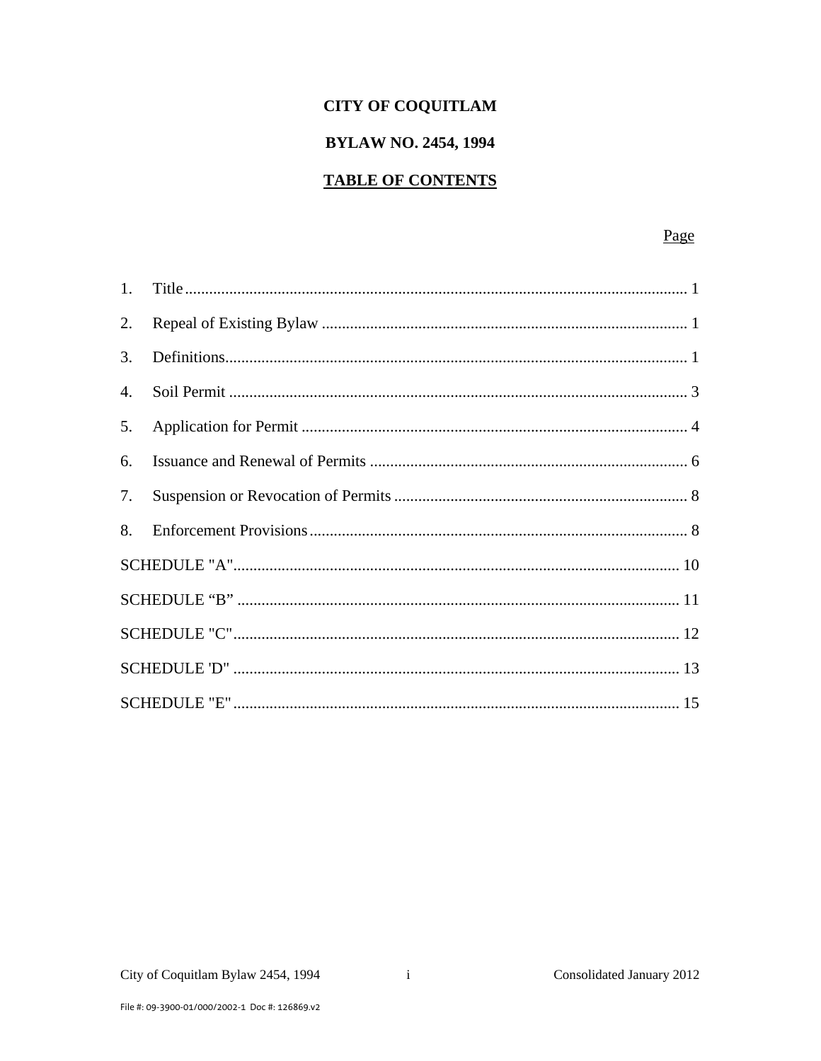# CITY OF COQUITLAM

## BYLAW NO. 2454, 1994

## TABLE OF CONTENTS

| | Page |
|---|---|
| 1. Title | 1 |
| 2. Repeal of Existing Bylaw | 1 |
| 3. Definitions | 1 |
| 4. Soil Permit | 3 |
| 5. Application for Permit | 4 |
| 6. Issuance and Renewal of Permits | 6 |
| 7. Suspension or Revocation of Permits | 8 |
| 8. Enforcement Provisions | 8 |
| SCHEDULE "A" | 10 |
| SCHEDULE "B" | 11 |
| SCHEDULE "C" | 12 |
| SCHEDULE 'D" | 13 |
| SCHEDULE "E" | 15 |

File #: 09-3900-01/000/2002-1 Doc #: 126869.v2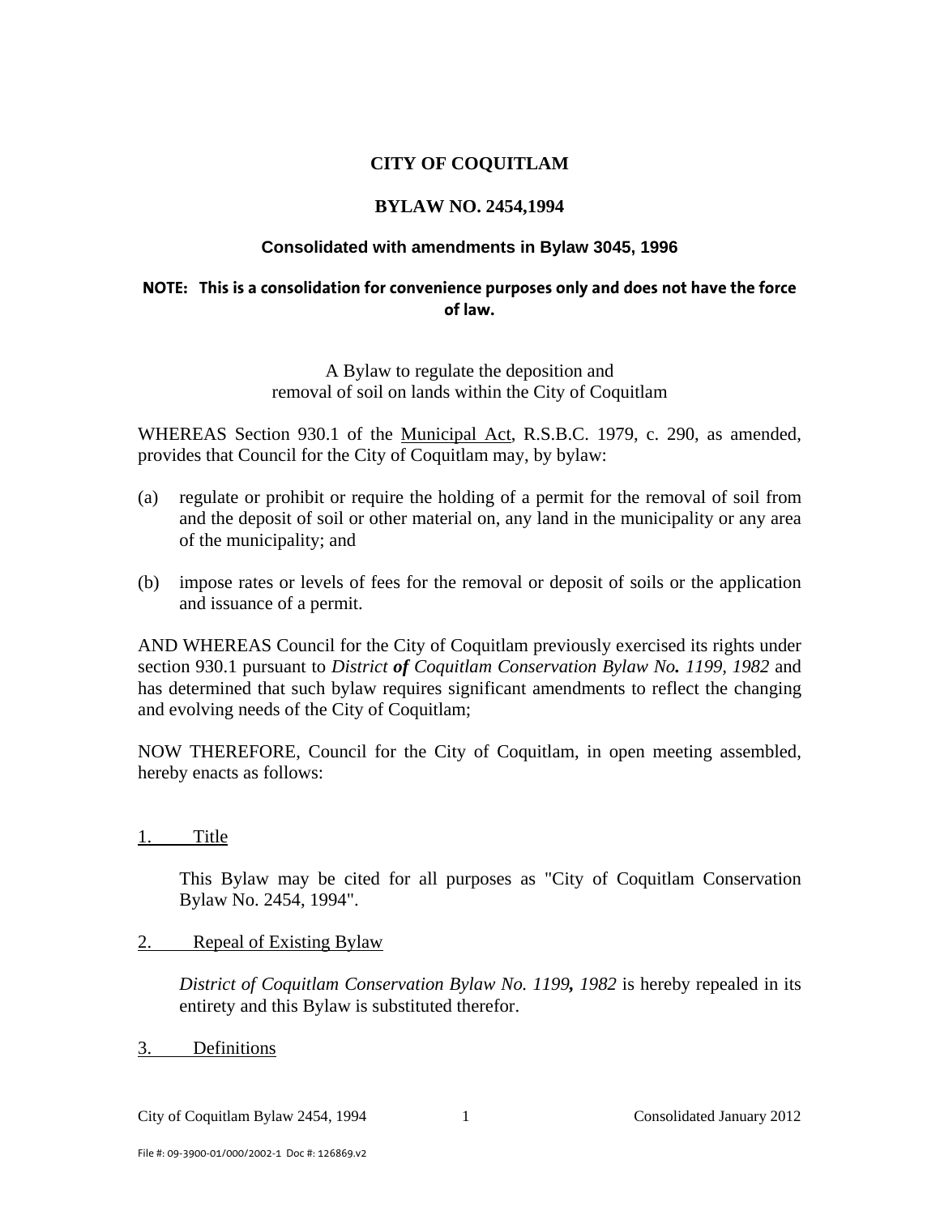**CITY OF COQUITLAM**

**BYLAW NO. 2454,1994**

**Consolidated with amendments in Bylaw 3045, 1996**

**NOTE: This is a consolidation for convenience purposes only and does not have the force of law.**

A Bylaw to regulate the deposition and
removal of soil on lands within the City of Coquitlam

WHEREAS Section 930.1 of the Municipal Act, R.S.B.C. 1979, c. 290, as amended, provides that Council for the City of Coquitlam may, by bylaw:

(a) regulate or prohibit or require the holding of a permit for the removal of soil from and the deposit of soil or other material on, any land in the municipality or any area of the municipality; and

(b) impose rates or levels of fees for the removal or deposit of soils or the application and issuance of a permit.

AND WHEREAS Council for the City of Coquitlam previously exercised its rights under section 930.1 pursuant to *District **of** Coquitlam Conservation Bylaw No**.** 1199, 1982* and has determined that such bylaw requires significant amendments to reflect the changing and evolving needs of the City of Coquitlam;

NOW THEREFORE, Council for the City of Coquitlam, in open meeting assembled, hereby enacts as follows:

1. Title

This Bylaw may be cited for all purposes as "City of Coquitlam Conservation Bylaw No. 2454, 1994".

2. Repeal of Existing Bylaw

*District of Coquitlam Conservation Bylaw No. 1199**,** 1982* is hereby repealed in its entirety and this Bylaw is substituted therefor.

3. Definitions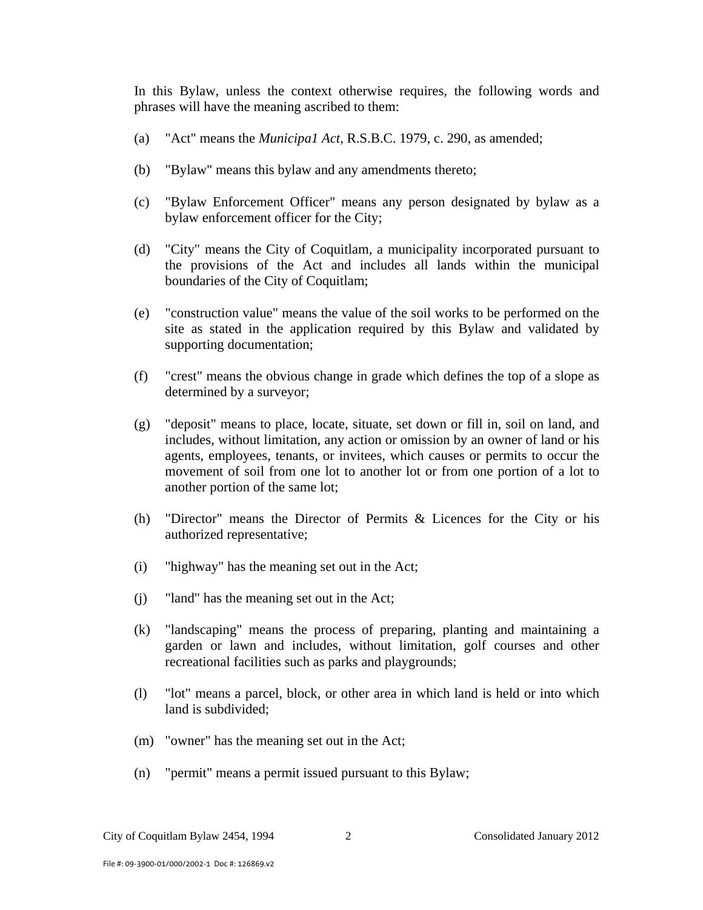In this Bylaw, unless the context otherwise requires, the following words and phrases will have the meaning ascribed to them:

(a) "Act" means the *Municipa1 Act*, R.S.B.C. 1979, c. 290, as amended;

(b) "Bylaw" means this bylaw and any amendments thereto;

(c) "Bylaw Enforcement Officer" means any person designated by bylaw as a bylaw enforcement officer for the City;

(d) "City" means the City of Coquitlam, a municipality incorporated pursuant to the provisions of the Act and includes all lands within the municipal boundaries of the City of Coquitlam;

(e) "construction value" means the value of the soil works to be performed on the site as stated in the application required by this Bylaw and validated by supporting documentation;

(f) "crest" means the obvious change in grade which defines the top of a slope as determined by a surveyor;

(g) "deposit" means to place, locate, situate, set down or fill in, soil on land, and includes, without limitation, any action or omission by an owner of land or his agents, employees, tenants, or invitees, which causes or permits to occur the movement of soil from one lot to another lot or from one portion of a lot to another portion of the same lot;

(h) "Director" means the Director of Permits & Licences for the City or his authorized representative;

(i) "highway" has the meaning set out in the Act;

(j) "land" has the meaning set out in the Act;

(k) "landscaping" means the process of preparing, planting and maintaining a garden or lawn and includes, without limitation, golf courses and other recreational facilities such as parks and playgrounds;

(l) "lot" means a parcel, block, or other area in which land is held or into which land is subdivided;

(m) "owner" has the meaning set out in the Act;

(n) "permit" means a permit issued pursuant to this Bylaw;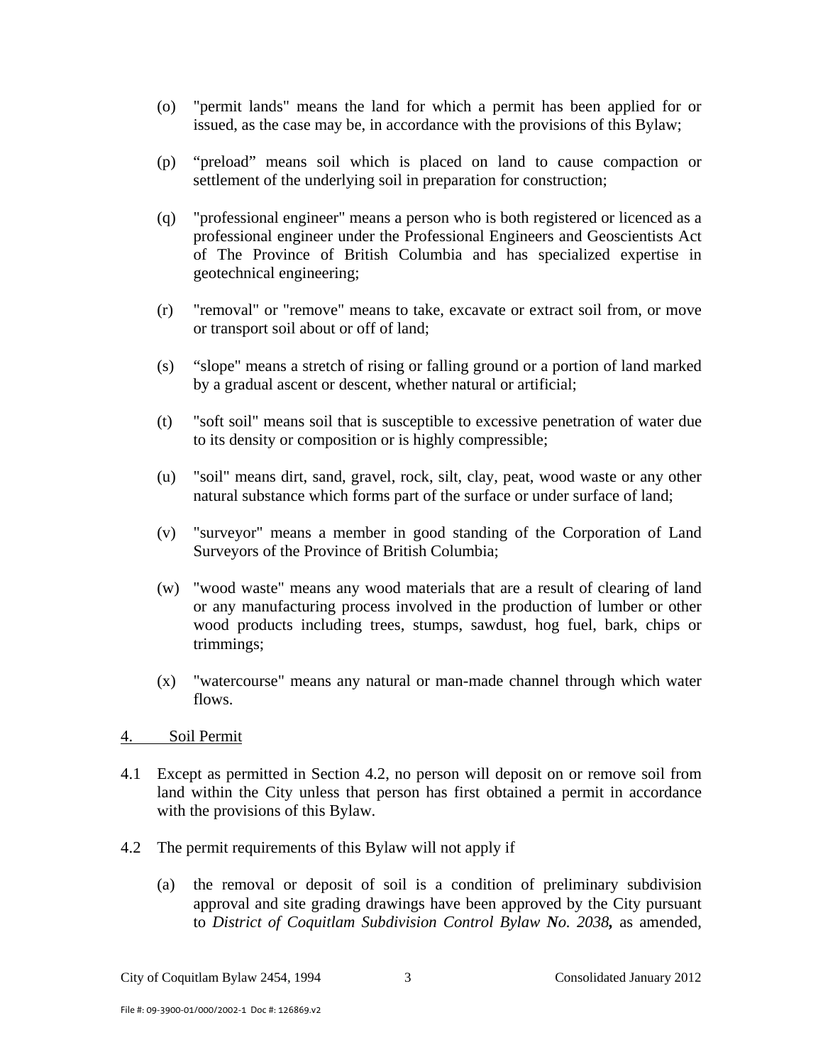(o) "permit lands" means the land for which a permit has been applied for or issued, as the case may be, in accordance with the provisions of this Bylaw;

(p) “preload” means soil which is placed on land to cause compaction or settlement of the underlying soil in preparation for construction;

(q) "professional engineer" means a person who is both registered or licenced as a professional engineer under the Professional Engineers and Geoscientists Act of The Province of British Columbia and has specialized expertise in geotechnical engineering;

(r) "removal" or "remove" means to take, excavate or extract soil from, or move or transport soil about or off of land;

(s) “slope" means a stretch of rising or falling ground or a portion of land marked by a gradual ascent or descent, whether natural or artificial;

(t) "soft soil" means soil that is susceptible to excessive penetration of water due to its density or composition or is highly compressible;

(u) "soil" means dirt, sand, gravel, rock, silt, clay, peat, wood waste or any other natural substance which forms part of the surface or under surface of land;

(v) "surveyor" means a member in good standing of the Corporation of Land Surveyors of the Province of British Columbia;

(w) "wood waste" means any wood materials that are a result of clearing of land or any manufacturing process involved in the production of lumber or other wood products including trees, stumps, sawdust, hog fuel, bark, chips or trimmings;

(x) "watercourse" means any natural or man-made channel through which water flows.

## 4. Soil Permit

4.1 Except as permitted in Section 4.2, no person will deposit on or remove soil from land within the City unless that person has first obtained a permit in accordance with the provisions of this Bylaw.

4.2 The permit requirements of this Bylaw will not apply if

(a) the removal or deposit of soil is a condition of preliminary subdivision approval and site grading drawings have been approved by the City pursuant to *District of Coquitlam Subdivision Control Bylaw **No**. 2038***,** as amended,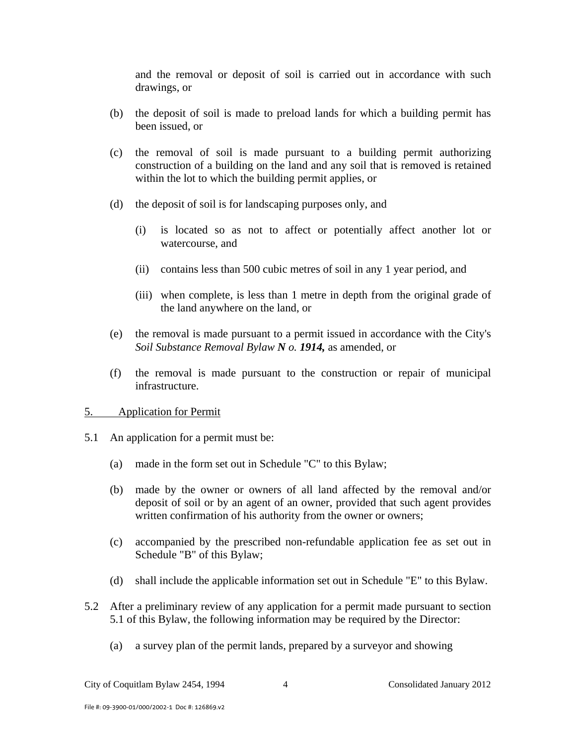and the removal or deposit of soil is carried out in accordance with such drawings, or

(b) the deposit of soil is made to preload lands for which a building permit has been issued, or

(c) the removal of soil is made pursuant to a building permit authorizing construction of a building on the land and any soil that is removed is retained within the lot to which the building permit applies, or

(d) the deposit of soil is for landscaping purposes only, and

  (i) is located so as not to affect or potentially affect another lot or watercourse, and

  (ii) contains less than 500 cubic metres of soil in any 1 year period, and

  (iii) when complete, is less than 1 metre in depth from the original grade of the land anywhere on the land, or

(e) the removal is made pursuant to a permit issued in accordance with the City's *Soil Substance Removal Bylaw **N o. 1914,*** as amended, or

(f) the removal is made pursuant to the construction or repair of municipal infrastructure.

5. Application for Permit

5.1 An application for a permit must be:

  (a) made in the form set out in Schedule "C" to this Bylaw;

  (b) made by the owner or owners of all land affected by the removal and/or deposit of soil or by an agent of an owner, provided that such agent provides written confirmation of his authority from the owner or owners;

  (c) accompanied by the prescribed non-refundable application fee as set out in Schedule "B" of this Bylaw;

  (d) shall include the applicable information set out in Schedule "E" to this Bylaw.

5.2 After a preliminary review of any application for a permit made pursuant to section 5.1 of this Bylaw, the following information may be required by the Director:

  (a) a survey plan of the permit lands, prepared by a surveyor and showing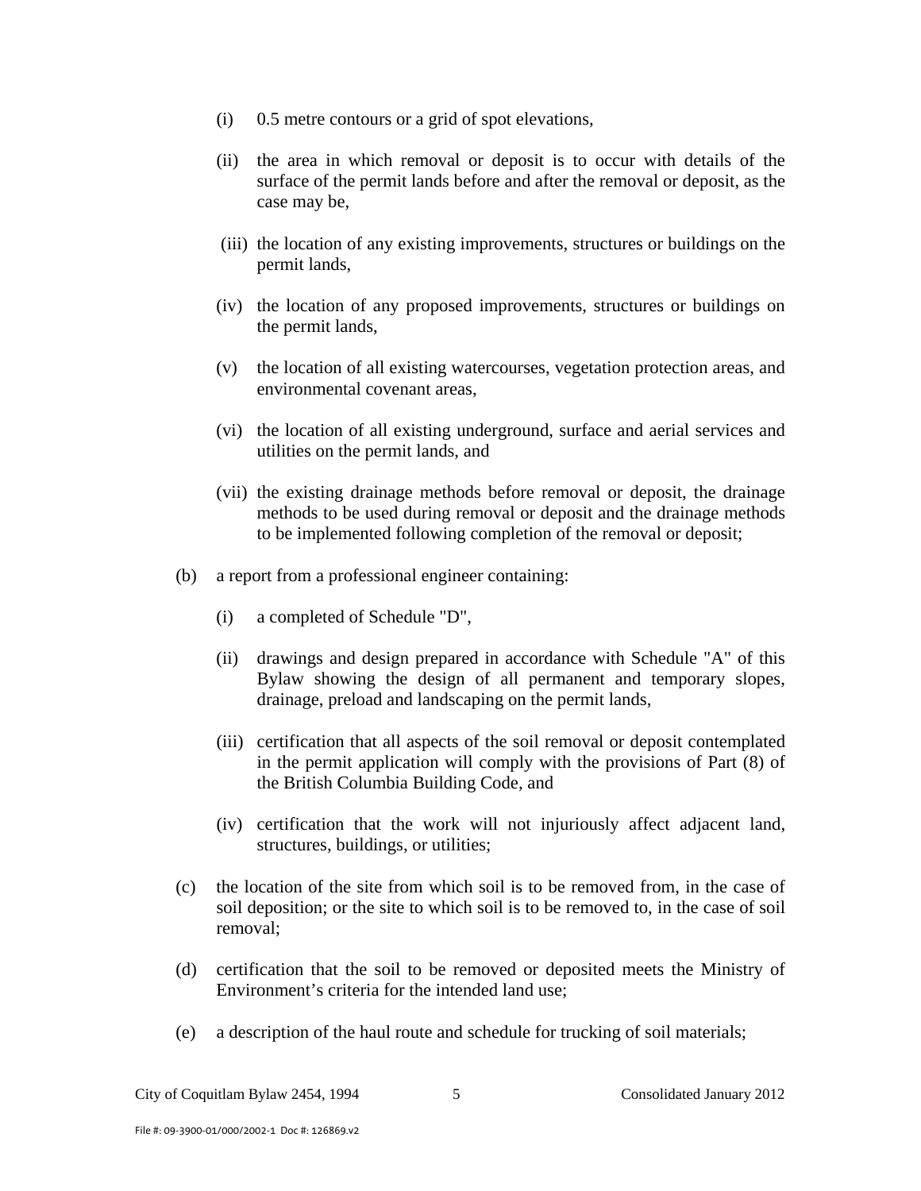(i) 0.5 metre contours or a grid of spot elevations,

(ii) the area in which removal or deposit is to occur with details of the surface of the permit lands before and after the removal or deposit, as the case may be,

(iii) the location of any existing improvements, structures or buildings on the permit lands,

(iv) the location of any proposed improvements, structures or buildings on the permit lands,

(v) the location of all existing watercourses, vegetation protection areas, and environmental covenant areas,

(vi) the location of all existing underground, surface and aerial services and utilities on the permit lands, and

(vii) the existing drainage methods before removal or deposit, the drainage methods to be used during removal or deposit and the drainage methods to be implemented following completion of the removal or deposit;

(b) a report from a professional engineer containing:

(i) a completed of Schedule "D",

(ii) drawings and design prepared in accordance with Schedule "A" of this Bylaw showing the design of all permanent and temporary slopes, drainage, preload and landscaping on the permit lands,

(iii) certification that all aspects of the soil removal or deposit contemplated in the permit application will comply with the provisions of Part (8) of the British Columbia Building Code, and

(iv) certification that the work will not injuriously affect adjacent land, structures, buildings, or utilities;

(c) the location of the site from which soil is to be removed from, in the case of soil deposition; or the site to which soil is to be removed to, in the case of soil removal;

(d) certification that the soil to be removed or deposited meets the Ministry of Environment's criteria for the intended land use;

(e) a description of the haul route and schedule for trucking of soil materials;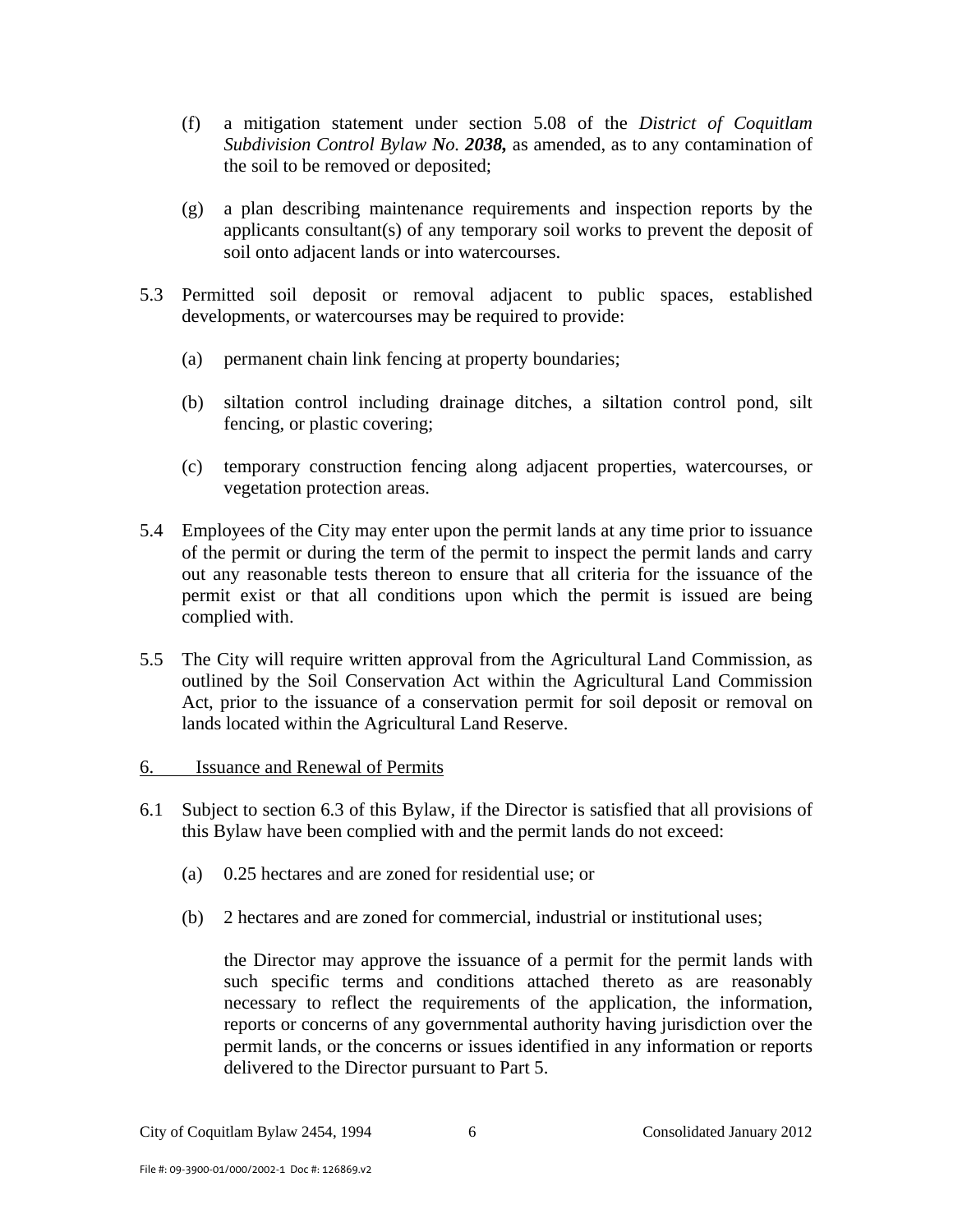(f) a mitigation statement under section 5.08 of the *District of Coquitlam Subdivision Control Bylaw **No. 2038,*** as amended, as to any contamination of the soil to be removed or deposited;

(g) a plan describing maintenance requirements and inspection reports by the applicants consultant(s) of any temporary soil works to prevent the deposit of soil onto adjacent lands or into watercourses.

5.3 Permitted soil deposit or removal adjacent to public spaces, established developments, or watercourses may be required to provide:

(a) permanent chain link fencing at property boundaries;

(b) siltation control including drainage ditches, a siltation control pond, silt fencing, or plastic covering;

(c) temporary construction fencing along adjacent properties, watercourses, or vegetation protection areas.

5.4 Employees of the City may enter upon the permit lands at any time prior to issuance of the permit or during the term of the permit to inspect the permit lands and carry out any reasonable tests thereon to ensure that all criteria for the issuance of the permit exist or that all conditions upon which the permit is issued are being complied with.

5.5 The City will require written approval from the Agricultural Land Commission, as outlined by the Soil Conservation Act within the Agricultural Land Commission Act, prior to the issuance of a conservation permit for soil deposit or removal on lands located within the Agricultural Land Reserve.

6. Issuance and Renewal of Permits

6.1 Subject to section 6.3 of this Bylaw, if the Director is satisfied that all provisions of this Bylaw have been complied with and the permit lands do not exceed:

(a) 0.25 hectares and are zoned for residential use; or

(b) 2 hectares and are zoned for commercial, industrial or institutional uses;

the Director may approve the issuance of a permit for the permit lands with such specific terms and conditions attached thereto as are reasonably necessary to reflect the requirements of the application, the information, reports or concerns of any governmental authority having jurisdiction over the permit lands, or the concerns or issues identified in any information or reports delivered to the Director pursuant to Part 5.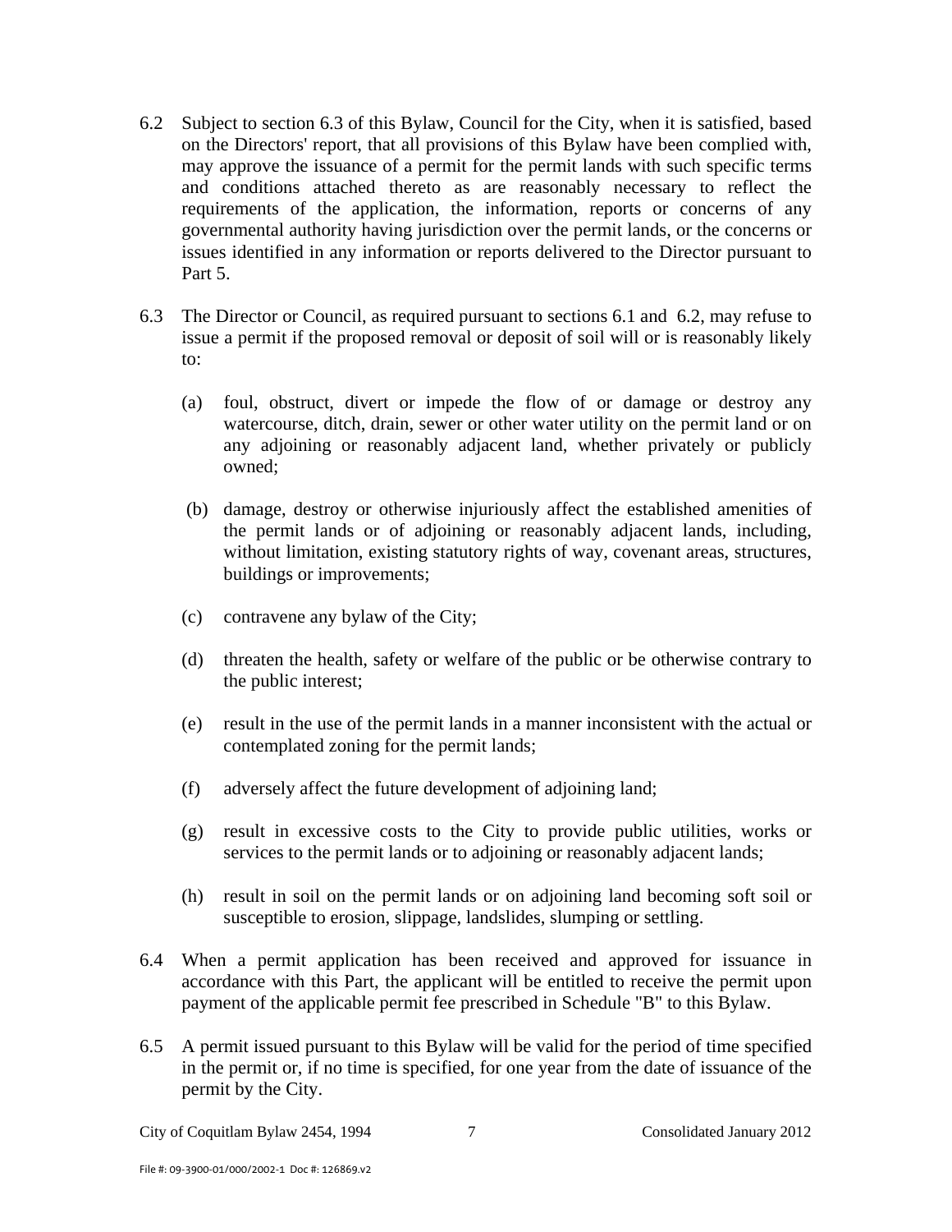6.2 Subject to section 6.3 of this Bylaw, Council for the City, when it is satisfied, based on the Directors' report, that all provisions of this Bylaw have been complied with, may approve the issuance of a permit for the permit lands with such specific terms and conditions attached thereto as are reasonably necessary to reflect the requirements of the application, the information, reports or concerns of any governmental authority having jurisdiction over the permit lands, or the concerns or issues identified in any information or reports delivered to the Director pursuant to Part 5.

6.3 The Director or Council, as required pursuant to sections 6.1 and 6.2, may refuse to issue a permit if the proposed removal or deposit of soil will or is reasonably likely to:

(a) foul, obstruct, divert or impede the flow of or damage or destroy any watercourse, ditch, drain, sewer or other water utility on the permit land or on any adjoining or reasonably adjacent land, whether privately or publicly owned;

(b) damage, destroy or otherwise injuriously affect the established amenities of the permit lands or of adjoining or reasonably adjacent lands, including, without limitation, existing statutory rights of way, covenant areas, structures, buildings or improvements;

(c) contravene any bylaw of the City;

(d) threaten the health, safety or welfare of the public or be otherwise contrary to the public interest;

(e) result in the use of the permit lands in a manner inconsistent with the actual or contemplated zoning for the permit lands;

(f) adversely affect the future development of adjoining land;

(g) result in excessive costs to the City to provide public utilities, works or services to the permit lands or to adjoining or reasonably adjacent lands;

(h) result in soil on the permit lands or on adjoining land becoming soft soil or susceptible to erosion, slippage, landslides, slumping or settling.

6.4 When a permit application has been received and approved for issuance in accordance with this Part, the applicant will be entitled to receive the permit upon payment of the applicable permit fee prescribed in Schedule "B" to this Bylaw.

6.5 A permit issued pursuant to this Bylaw will be valid for the period of time specified in the permit or, if no time is specified, for one year from the date of issuance of the permit by the City.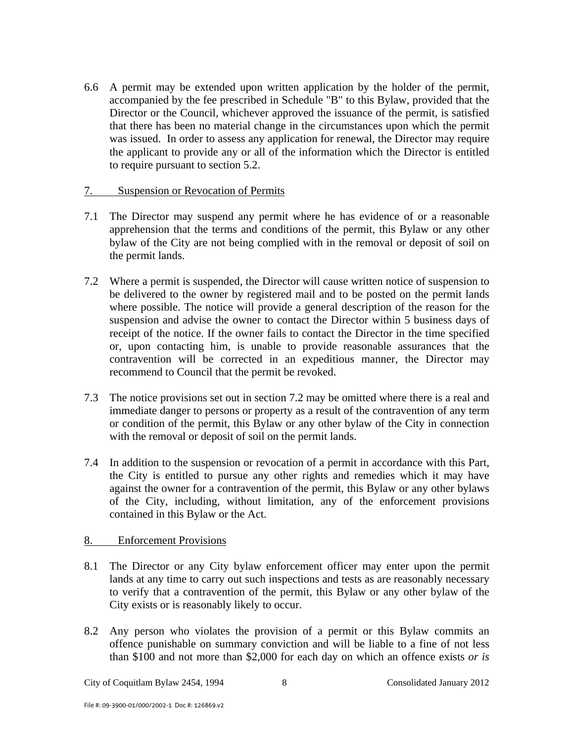6.6 A permit may be extended upon written application by the holder of the permit, accompanied by the fee prescribed in Schedule "B" to this Bylaw, provided that the Director or the Council, whichever approved the issuance of the permit, is satisfied that there has been no material change in the circumstances upon which the permit was issued. In order to assess any application for renewal, the Director may require the applicant to provide any or all of the information which the Director is entitled to require pursuant to section 5.2.

## 7. Suspension or Revocation of Permits

7.1 The Director may suspend any permit where he has evidence of or a reasonable apprehension that the terms and conditions of the permit, this Bylaw or any other bylaw of the City are not being complied with in the removal or deposit of soil on the permit lands.

7.2 Where a permit is suspended, the Director will cause written notice of suspension to be delivered to the owner by registered mail and to be posted on the permit lands where possible. The notice will provide a general description of the reason for the suspension and advise the owner to contact the Director within 5 business days of receipt of the notice. If the owner fails to contact the Director in the time specified or, upon contacting him, is unable to provide reasonable assurances that the contravention will be corrected in an expeditious manner, the Director may recommend to Council that the permit be revoked.

7.3 The notice provisions set out in section 7.2 may be omitted where there is a real and immediate danger to persons or property as a result of the contravention of any term or condition of the permit, this Bylaw or any other bylaw of the City in connection with the removal or deposit of soil on the permit lands.

7.4 In addition to the suspension or revocation of a permit in accordance with this Part, the City is entitled to pursue any other rights and remedies which it may have against the owner for a contravention of the permit, this Bylaw or any other bylaws of the City, including, without limitation, any of the enforcement provisions contained in this Bylaw or the Act.

## 8. Enforcement Provisions

8.1 The Director or any City bylaw enforcement officer may enter upon the permit lands at any time to carry out such inspections and tests as are reasonably necessary to verify that a contravention of the permit, this Bylaw or any other bylaw of the City exists or is reasonably likely to occur.

8.2 Any person who violates the provision of a permit or this Bylaw commits an offence punishable on summary conviction and will be liable to a fine of not less than $100 and not more than $2,000 for each day on which an offence exists *or is*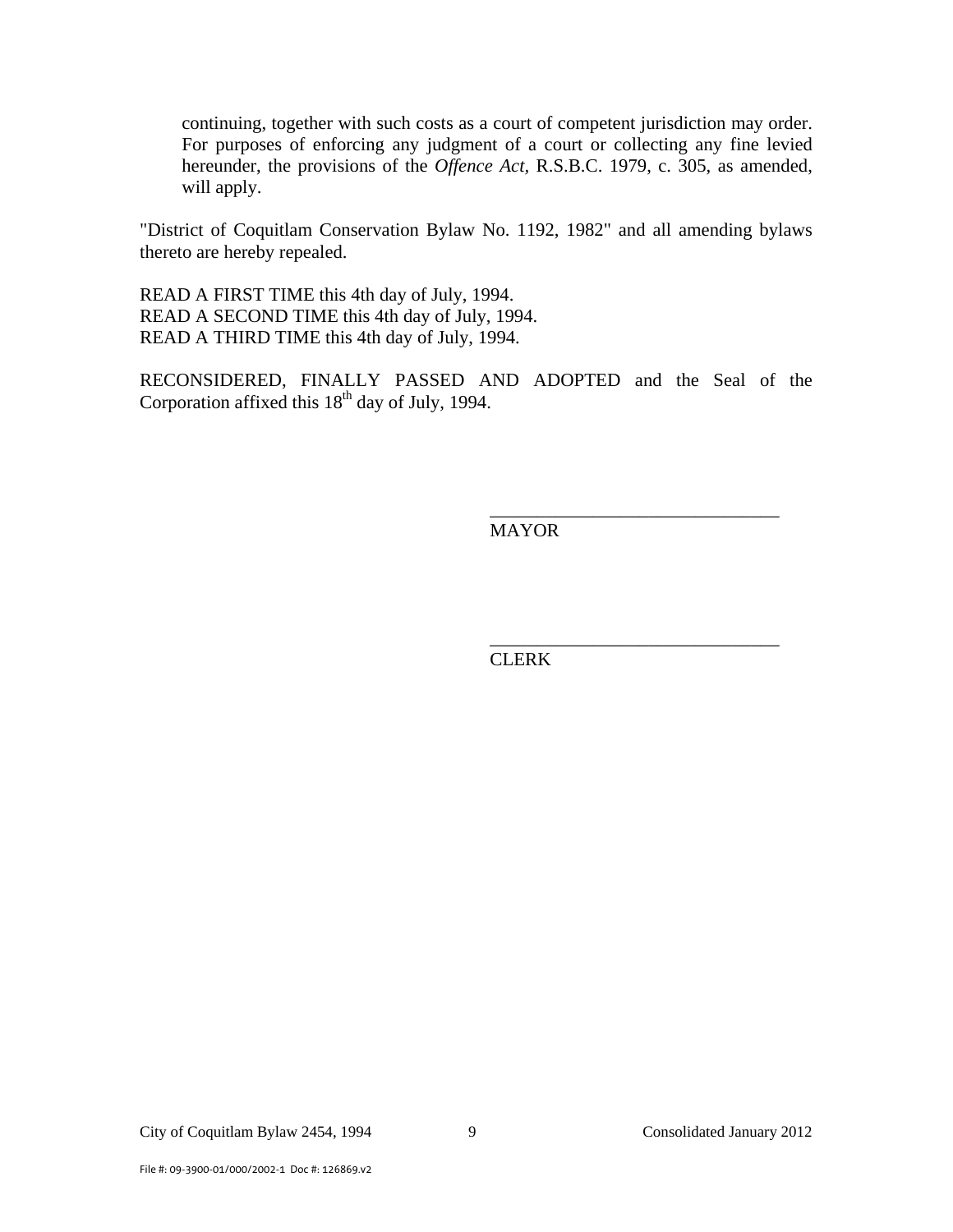continuing, together with such costs as a court of competent jurisdiction may order. For purposes of enforcing any judgment of a court or collecting any fine levied hereunder, the provisions of the *Offence Act*, R.S.B.C. 1979, c. 305, as amended, will apply.

"District of Coquitlam Conservation Bylaw No. 1192, 1982" and all amending bylaws thereto are hereby repealed.

READ A FIRST TIME this 4th day of July, 1994.
READ A SECOND TIME this 4th day of July, 1994.
READ A THIRD TIME this 4th day of July, 1994.

RECONSIDERED, FINALLY PASSED AND ADOPTED and the Seal of the Corporation affixed this 18th day of July, 1994.

_______________________________
MAYOR

_______________________________
CLERK

File #: 09-3900-01/000/2002-1 Doc #: 126869.v2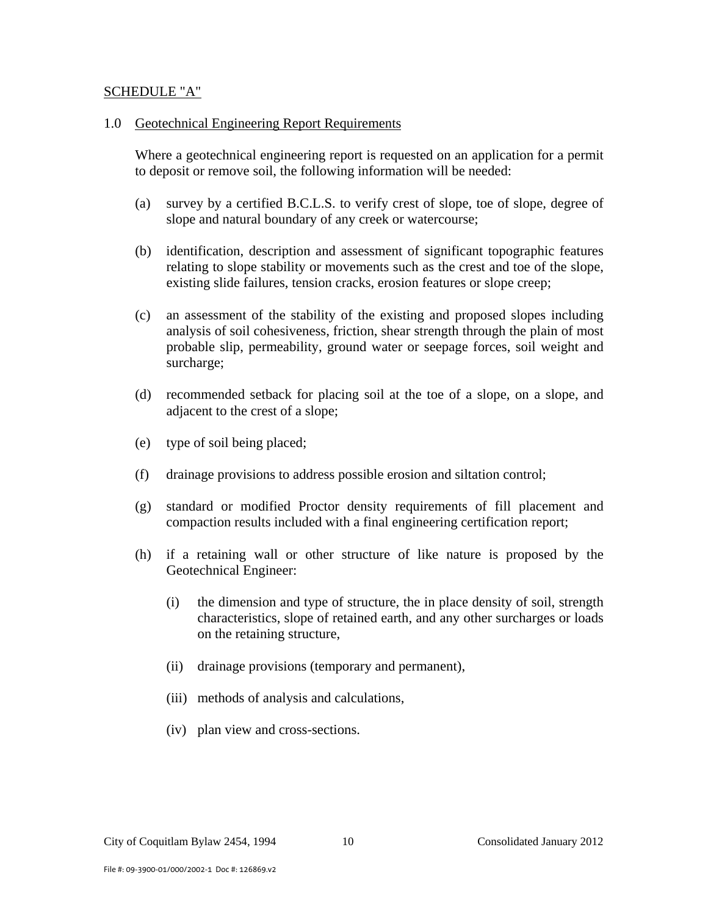SCHEDULE "A"

## 1.0 Geotechnical Engineering Report Requirements

Where a geotechnical engineering report is requested on an application for a permit to deposit or remove soil, the following information will be needed:

(a) survey by a certified B.C.L.S. to verify crest of slope, toe of slope, degree of slope and natural boundary of any creek or watercourse;

(b) identification, description and assessment of significant topographic features relating to slope stability or movements such as the crest and toe of the slope, existing slide failures, tension cracks, erosion features or slope creep;

(c) an assessment of the stability of the existing and proposed slopes including analysis of soil cohesiveness, friction, shear strength through the plain of most probable slip, permeability, ground water or seepage forces, soil weight and surcharge;

(d) recommended setback for placing soil at the toe of a slope, on a slope, and adjacent to the crest of a slope;

(e) type of soil being placed;

(f) drainage provisions to address possible erosion and siltation control;

(g) standard or modified Proctor density requirements of fill placement and compaction results included with a final engineering certification report;

(h) if a retaining wall or other structure of like nature is proposed by the Geotechnical Engineer:

   (i) the dimension and type of structure, the in place density of soil, strength characteristics, slope of retained earth, and any other surcharges or loads on the retaining structure,

   (ii) drainage provisions (temporary and permanent),

   (iii) methods of analysis and calculations,

   (iv) plan view and cross-sections.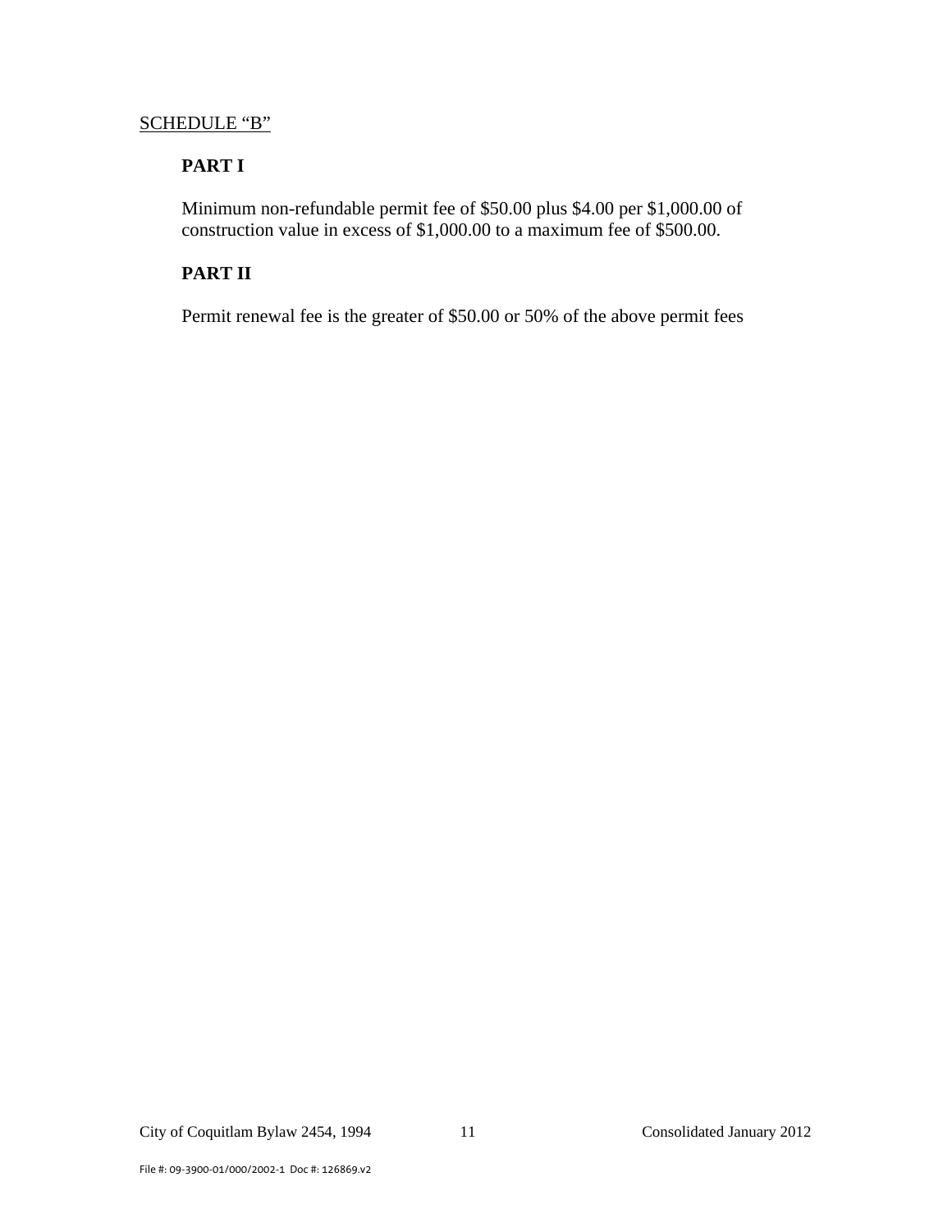SCHEDULE “B”

**PART I**

Minimum non-refundable permit fee of $50.00 plus $4.00 per $1,000.00 of construction value in excess of $1,000.00 to a maximum fee of $500.00.

**PART II**

Permit renewal fee is the greater of $50.00 or 50% of the above permit fees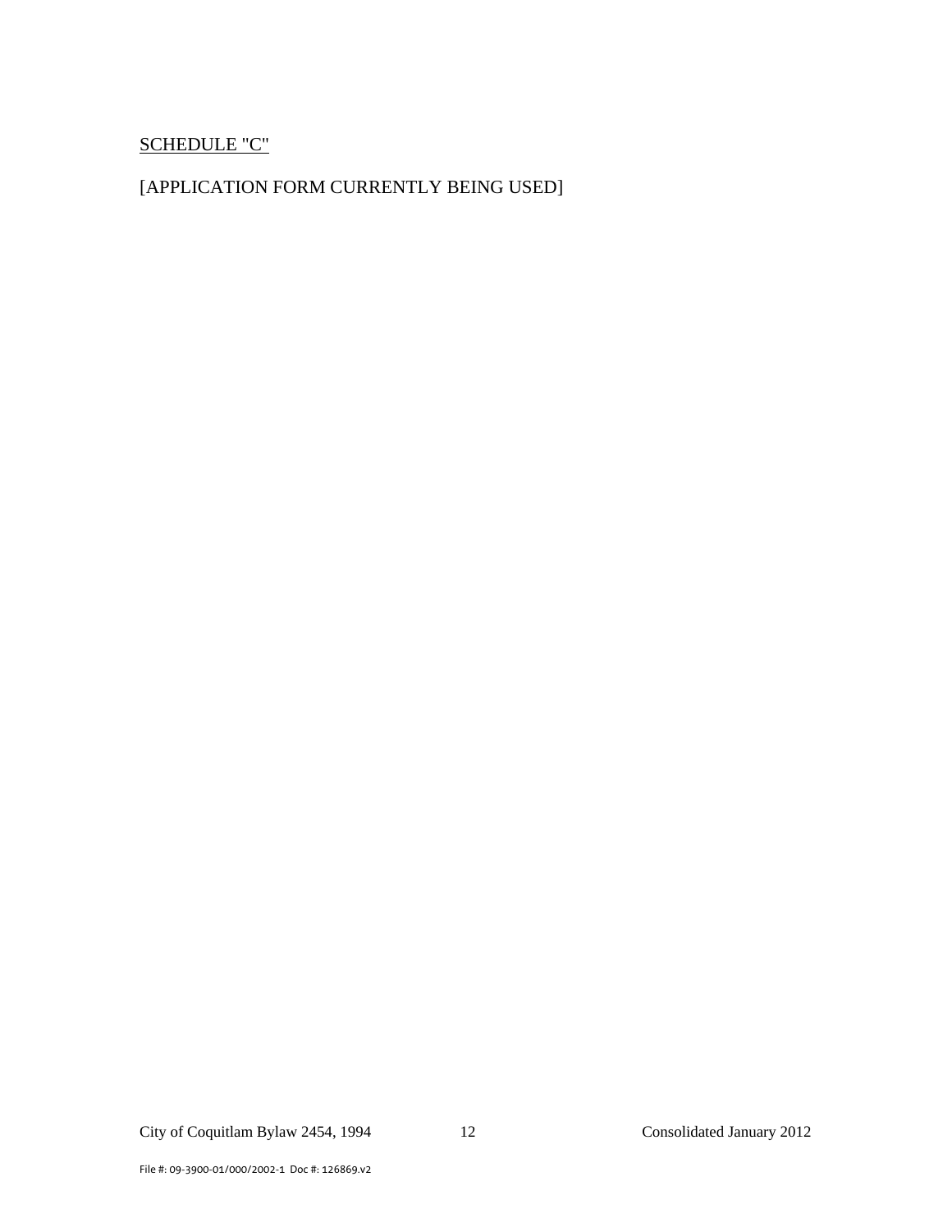SCHEDULE "C"

[APPLICATION FORM CURRENTLY BEING USED]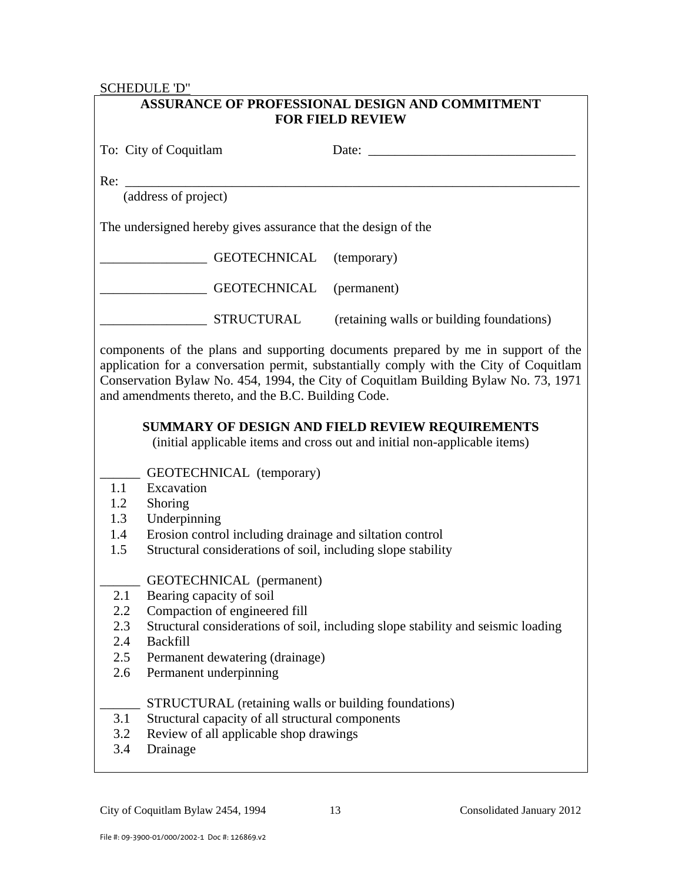SCHEDULE 'D"

## ASSURANCE OF PROFESSIONAL DESIGN AND COMMITMENT FOR FIELD REVIEW

To: City of Coquitlam Date: ______________________________

Re: ______________________________________________________________________
(address of project)

The undersigned hereby gives assurance that the design of the

________________ GEOTECHNICAL (temporary)

________________ GEOTECHNICAL (permanent)

________________ STRUCTURAL (retaining walls or building foundations)

components of the plans and supporting documents prepared by me in support of the application for a conversation permit, substantially comply with the City of Coquitlam Conservation Bylaw No. 454, 1994, the City of Coquitlam Building Bylaw No. 73, 1971 and amendments thereto, and the B.C. Building Code.

### SUMMARY OF DESIGN AND FIELD REVIEW REQUIREMENTS

(initial applicable items and cross out and initial non-applicable items)

______ GEOTECHNICAL (temporary)

1.1 Excavation
1.2 Shoring
1.3 Underpinning
1.4 Erosion control including drainage and siltation control
1.5 Structural considerations of soil, including slope stability

______ GEOTECHNICAL (permanent)

2.1 Bearing capacity of soil
2.2 Compaction of engineered fill
2.3 Structural considerations of soil, including slope stability and seismic loading
2.4 Backfill
2.5 Permanent dewatering (drainage)
2.6 Permanent underpinning

______ STRUCTURAL (retaining walls or building foundations)

3.1 Structural capacity of all structural components
3.2 Review of all applicable shop drawings
3.4 Drainage

City of Coquitlam Bylaw 2454, 1994 Consolidated January 2012

File #: 09-3900-01/000/2002-1 Doc #: 126869.v2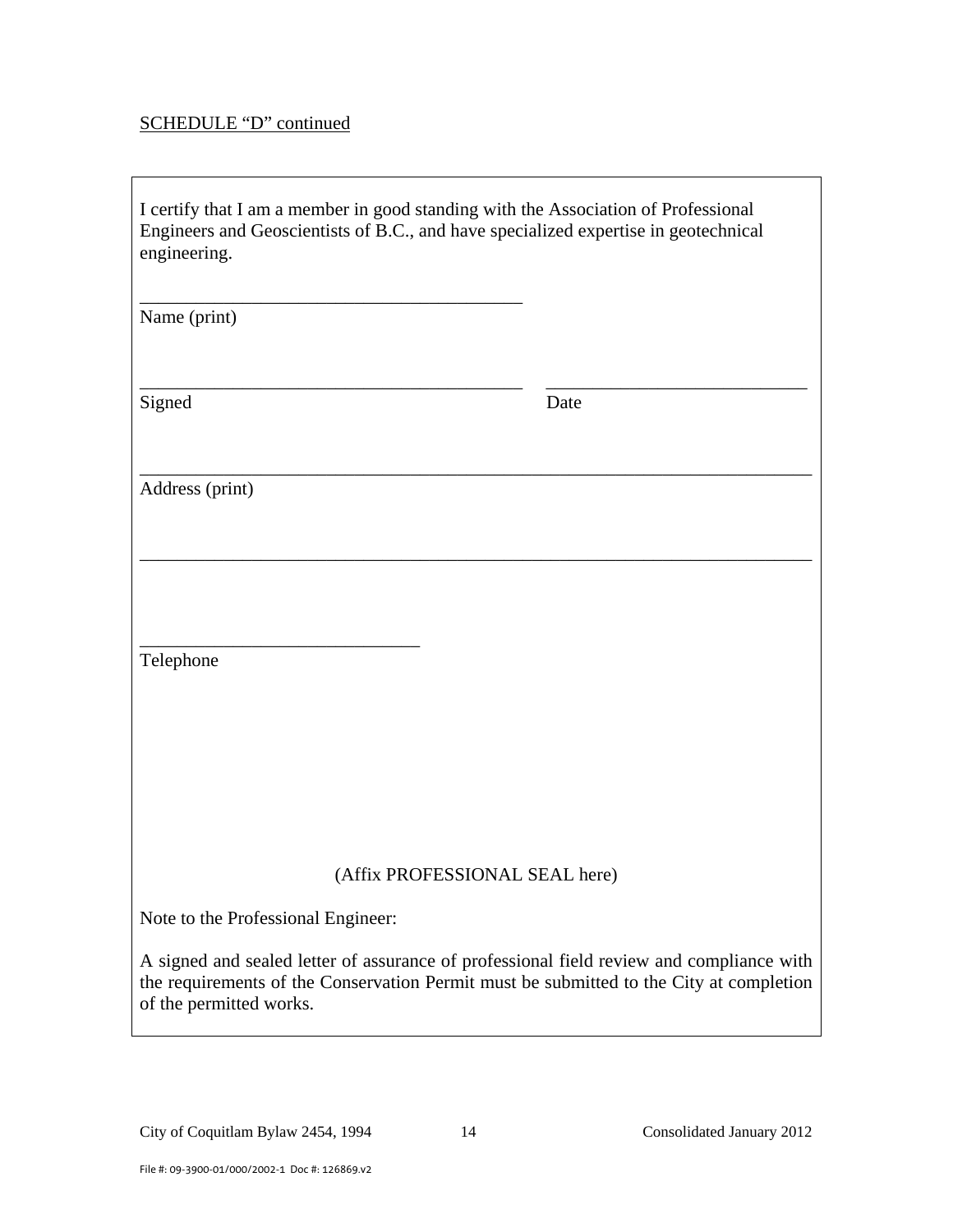SCHEDULE "D" continued

I certify that I am a member in good standing with the Association of Professional Engineers and Geoscientists of B.C., and have specialized expertise in geotechnical engineering.

\_\_\_\_\_\_\_\_\_\_\_\_\_\_\_\_\_\_\_\_\_\_\_\_\_\_\_\_\_\_\_\_\_\_\_\_\_\_\_\_
Name (print)

\_\_\_\_\_\_\_\_\_\_\_\_\_\_\_\_\_\_\_\_\_\_\_\_\_\_\_\_\_\_\_\_\_\_\_\_\_\_\_\_ \_\_\_\_\_\_\_\_\_\_\_\_\_\_\_\_\_\_\_\_\_\_\_\_\_\_\_\_
Signed Date

\_\_\_\_\_\_\_\_\_\_\_\_\_\_\_\_\_\_\_\_\_\_\_\_\_\_\_\_\_\_\_\_\_\_\_\_\_\_\_\_\_\_\_\_\_\_\_\_\_\_\_\_\_\_\_\_\_\_\_\_\_\_\_\_\_\_\_\_\_\_
Address (print)

\_\_\_\_\_\_\_\_\_\_\_\_\_\_\_\_\_\_\_\_\_\_\_\_\_\_\_\_\_\_\_\_\_\_\_\_\_\_\_\_\_\_\_\_\_\_\_\_\_\_\_\_\_\_\_\_\_\_\_\_\_\_\_\_\_\_\_\_\_\_

\_\_\_\_\_\_\_\_\_\_\_\_\_\_\_\_\_\_\_\_\_\_\_\_\_\_\_\_\_\_
Telephone

(Affix PROFESSIONAL SEAL here)

Note to the Professional Engineer:

A signed and sealed letter of assurance of professional field review and compliance with the requirements of the Conservation Permit must be submitted to the City at completion of the permitted works.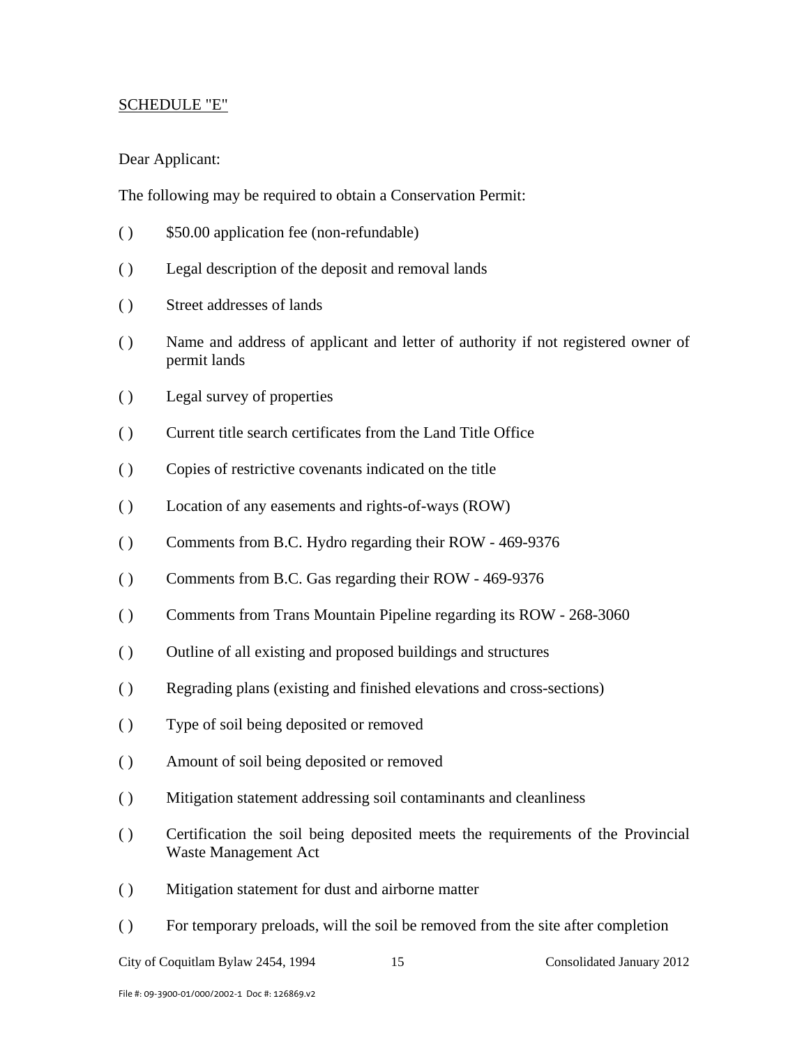<u>SCHEDULE "E"</u>

Dear Applicant:

The following may be required to obtain a Conservation Permit:

( ) $50.00 application fee (non-refundable)

( ) Legal description of the deposit and removal lands

( ) Street addresses of lands

( ) Name and address of applicant and letter of authority if not registered owner of permit lands

( ) Legal survey of properties

( ) Current title search certificates from the Land Title Office

( ) Copies of restrictive covenants indicated on the title

( ) Location of any easements and rights-of-ways (ROW)

( ) Comments from B.C. Hydro regarding their ROW - 469-9376

( ) Comments from B.C. Gas regarding their ROW - 469-9376

( ) Comments from Trans Mountain Pipeline regarding its ROW - 268-3060

( ) Outline of all existing and proposed buildings and structures

( ) Regrading plans (existing and finished elevations and cross-sections)

( ) Type of soil being deposited or removed

( ) Amount of soil being deposited or removed

( ) Mitigation statement addressing soil contaminants and cleanliness

( ) Certification the soil being deposited meets the requirements of the Provincial Waste Management Act

( ) Mitigation statement for dust and airborne matter

( ) For temporary preloads, will the soil be removed from the site after completion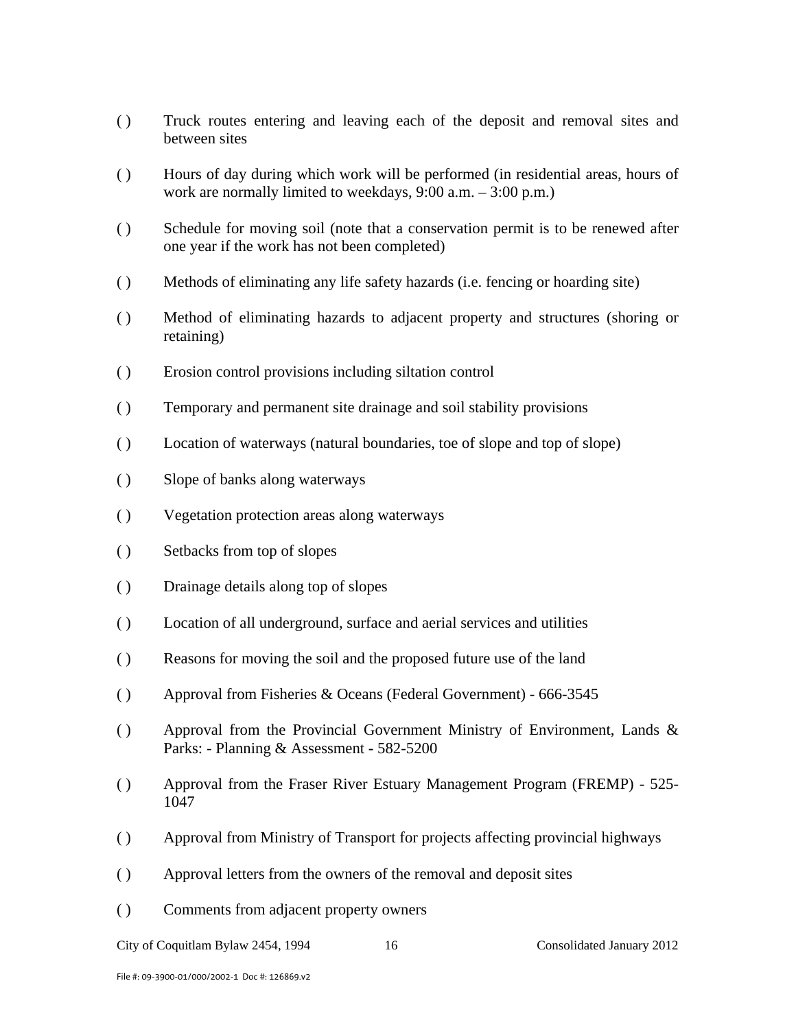( ) Truck routes entering and leaving each of the deposit and removal sites and between sites

( ) Hours of day during which work will be performed (in residential areas, hours of work are normally limited to weekdays, 9:00 a.m. – 3:00 p.m.)

( ) Schedule for moving soil (note that a conservation permit is to be renewed after one year if the work has not been completed)

( ) Methods of eliminating any life safety hazards (i.e. fencing or hoarding site)

( ) Method of eliminating hazards to adjacent property and structures (shoring or retaining)

( ) Erosion control provisions including siltation control

( ) Temporary and permanent site drainage and soil stability provisions

( ) Location of waterways (natural boundaries, toe of slope and top of slope)

( ) Slope of banks along waterways

( ) Vegetation protection areas along waterways

( ) Setbacks from top of slopes

( ) Drainage details along top of slopes

( ) Location of all underground, surface and aerial services and utilities

( ) Reasons for moving the soil and the proposed future use of the land

( ) Approval from Fisheries & Oceans (Federal Government) - 666-3545

( ) Approval from the Provincial Government Ministry of Environment, Lands & Parks: - Planning & Assessment - 582-5200

( ) Approval from the Fraser River Estuary Management Program (FREMP) - 525-1047

( ) Approval from Ministry of Transport for projects affecting provincial highways

( ) Approval letters from the owners of the removal and deposit sites

( ) Comments from adjacent property owners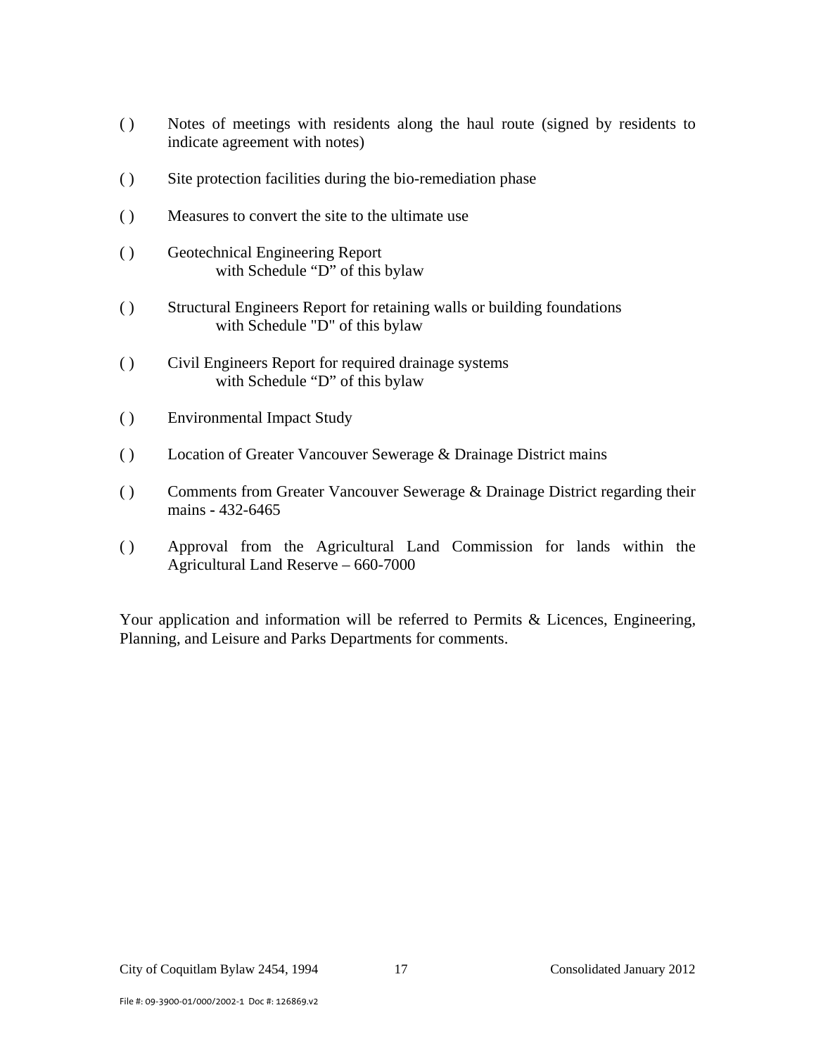( ) Notes of meetings with residents along the haul route (signed by residents to indicate agreement with notes)

( ) Site protection facilities during the bio-remediation phase

( ) Measures to convert the site to the ultimate use

( ) Geotechnical Engineering Report
with Schedule "D" of this bylaw

( ) Structural Engineers Report for retaining walls or building foundations
with Schedule "D" of this bylaw

( ) Civil Engineers Report for required drainage systems
with Schedule "D" of this bylaw

( ) Environmental Impact Study

( ) Location of Greater Vancouver Sewerage & Drainage District mains

( ) Comments from Greater Vancouver Sewerage & Drainage District regarding their mains - 432-6465

( ) Approval from the Agricultural Land Commission for lands within the Agricultural Land Reserve – 660-7000

Your application and information will be referred to Permits & Licences, Engineering, Planning, and Leisure and Parks Departments for comments.